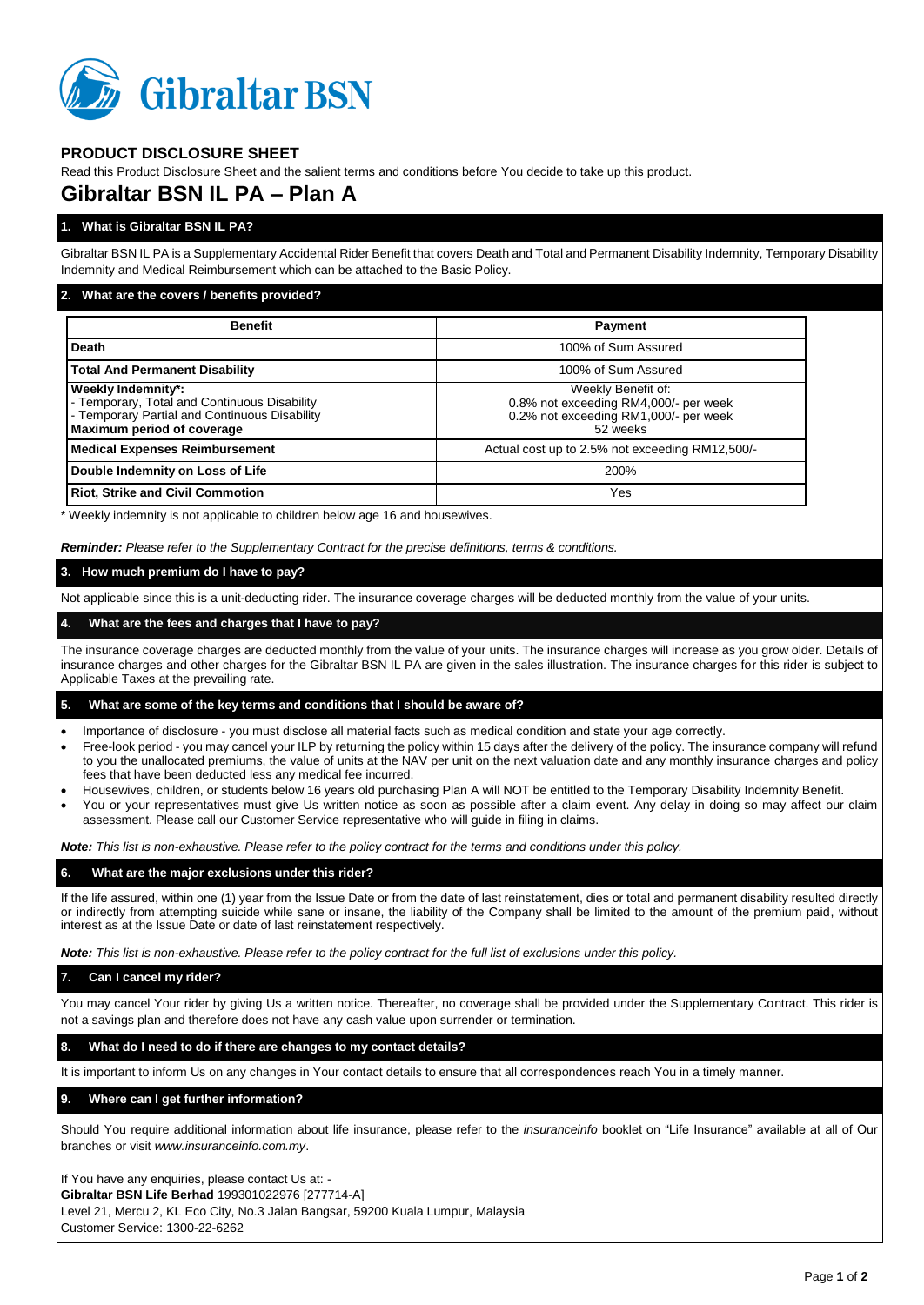Gibraltar BSN

## PRODUCT DISCLOSURE SHEET

Read this Product Disclosure Sheet and the salient terms and conditions before You decide to take up this product.

# Gibraltar BSN IL PA – Plan A

### 1. What is Gibraltar BSN IL PA?

Gibraltar BSN IL PA is a Supplementary Accidental Rider Benefit that covers Death and Total and Permanent Disability Indemnity, Temporary Disability Indemnity and Medical Reimbursement which can be attached to the Basic Policy.

### 2. What are the covers / benefits provided?

| Benefit | Payment |
|---|---|
| **Death** | 100% of Sum Assured |
| **Total And Permanent Disability** | 100% of Sum Assured |
| **Weekly Indemnity*:**<br>- Temporary, Total and Continuous Disability<br>- Temporary Partial and Continuous Disability<br>**Maximum period of coverage** | Weekly Benefit of:<br>0.8% not exceeding RM4,000/- per week<br>0.2% not exceeding RM1,000/- per week<br>52 weeks |
| **Medical Expenses Reimbursement** | Actual cost up to 2.5% not exceeding RM12,500/- |
| **Double Indemnity on Loss of Life** | 200% |
| **Riot, Strike and Civil Commotion** | Yes |

* Weekly indemnity is not applicable to children below age 16 and housewives.

***Reminder:*** *Please refer to the Supplementary Contract for the precise definitions, terms & conditions.*

### 3. How much premium do I have to pay?

Not applicable since this is a unit-deducting rider. The insurance coverage charges will be deducted monthly from the value of your units.

### 4. What are the fees and charges that I have to pay?

The insurance coverage charges are deducted monthly from the value of your units. The insurance charges will increase as you grow older. Details of insurance charges and other charges for the Gibraltar BSN IL PA are given in the sales illustration. The insurance charges for this rider is subject to Applicable Taxes at the prevailing rate.

### 5. What are some of the key terms and conditions that I should be aware of?

- Importance of disclosure - you must disclose all material facts such as medical condition and state your age correctly.
- Free-look period - you may cancel your ILP by returning the policy within 15 days after the delivery of the policy. The insurance company will refund to you the unallocated premiums, the value of units at the NAV per unit on the next valuation date and any monthly insurance charges and policy fees that have been deducted less any medical fee incurred.
- Housewives, children, or students below 16 years old purchasing Plan A will NOT be entitled to the Temporary Disability Indemnity Benefit.
- You or your representatives must give Us written notice as soon as possible after a claim event. Any delay in doing so may affect our claim assessment. Please call our Customer Service representative who will guide in filing in claims.

***Note:*** *This list is non-exhaustive. Please refer to the policy contract for the terms and conditions under this policy.*

### 6. What are the major exclusions under this rider?

If the life assured, within one (1) year from the Issue Date or from the date of last reinstatement, dies or total and permanent disability resulted directly or indirectly from attempting suicide while sane or insane, the liability of the Company shall be limited to the amount of the premium paid, without interest as at the Issue Date or date of last reinstatement respectively.

***Note:*** *This list is non-exhaustive. Please refer to the policy contract for the full list of exclusions under this policy.*

### 7. Can I cancel my rider?

You may cancel Your rider by giving Us a written notice. Thereafter, no coverage shall be provided under the Supplementary Contract. This rider is not a savings plan and therefore does not have any cash value upon surrender or termination.

### 8. What do I need to do if there are changes to my contact details?

It is important to inform Us on any changes in Your contact details to ensure that all correspondences reach You in a timely manner.

### 9. Where can I get further information?

Should You require additional information about life insurance, please refer to the *insuranceinfo* booklet on "Life Insurance" available at all of Our branches or visit *www.insuranceinfo.com.my*.

If You have any enquiries, please contact Us at: -
**Gibraltar BSN Life Berhad** 199301022976 [277714-A]
Level 21, Mercu 2, KL Eco City, No.3 Jalan Bangsar, 59200 Kuala Lumpur, Malaysia
Customer Service: 1300-22-6262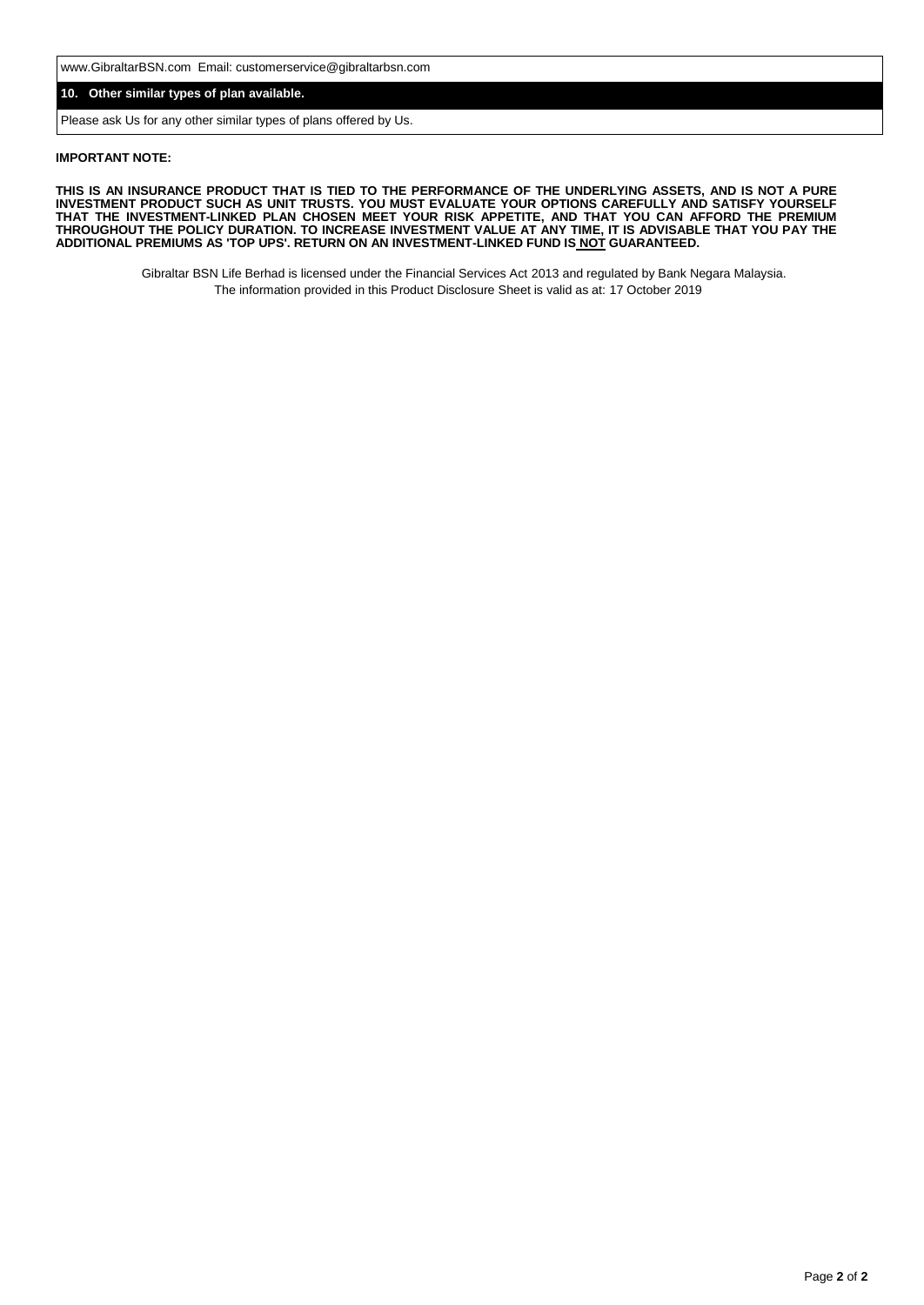www.GibraltarBSN.com Email: customerservice@gibraltarbsn.com

## 10. Other similar types of plan available.

Please ask Us for any other similar types of plans offered by Us.

**IMPORTANT NOTE:**

**THIS IS AN INSURANCE PRODUCT THAT IS TIED TO THE PERFORMANCE OF THE UNDERLYING ASSETS, AND IS NOT A PURE INVESTMENT PRODUCT SUCH AS UNIT TRUSTS. YOU MUST EVALUATE YOUR OPTIONS CAREFULLY AND SATISFY YOURSELF THAT THE INVESTMENT-LINKED PLAN CHOSEN MEET YOUR RISK APPETITE, AND THAT YOU CAN AFFORD THE PREMIUM THROUGHOUT THE POLICY DURATION. TO INCREASE INVESTMENT VALUE AT ANY TIME, IT IS ADVISABLE THAT YOU PAY THE ADDITIONAL PREMIUMS AS 'TOP UPS'. RETURN ON AN INVESTMENT-LINKED FUND IS NOT GUARANTEED.**

Gibraltar BSN Life Berhad is licensed under the Financial Services Act 2013 and regulated by Bank Negara Malaysia.
The information provided in this Product Disclosure Sheet is valid as at: 17 October 2019